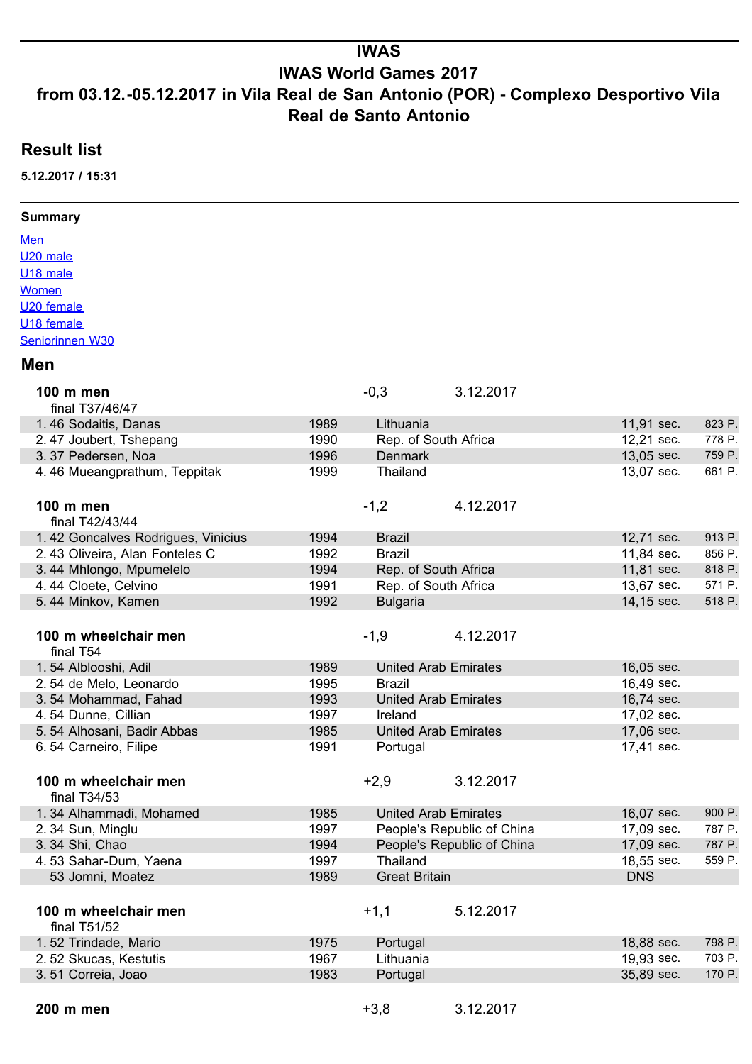# IWAS

## IWAS World Games 2017

## from 03.12.-05.12.2017 in Vila Real de San Antonio (POR) - Complexo Desportivo Vila Real de Santo Antonio

## Result list

**5.12.2017 / 15:31**

**Summary**

[Men](#men)
[U20 male](#u20-male)
[U18 male](#u18-male)
[Women](#women)
[U20 female](#u20-female)
[U18 female](#u18-female)
[Seniorinnen W30](#seniorinnen-w30)

## Men

**100 m men** -0,3 3.12.2017
final T37/46/47

| Rank | Class Name | Year | Country | Result | Points |
|---|---|---|---|---|---|
| 1. | 46 Sodaitis, Danas | 1989 | Lithuania | 11,91 sec. | 823 P. |
| 2. | 47 Joubert, Tshepang | 1990 | Rep. of South Africa | 12,21 sec. | 778 P. |
| 3. | 37 Pedersen, Noa | 1996 | Denmark | 13,05 sec. | 759 P. |
| 4. | 46 Mueangprathum, Teppitak | 1999 | Thailand | 13,07 sec. | 661 P. |

**100 m men** -1,2 4.12.2017
final T42/43/44

| Rank | Class Name | Year | Country | Result | Points |
|---|---|---|---|---|---|
| 1. | 42 Goncalves Rodrigues, Vinicius | 1994 | Brazil | 12,71 sec. | 913 P. |
| 2. | 43 Oliveira, Alan Fonteles C | 1992 | Brazil | 11,84 sec. | 856 P. |
| 3. | 44 Mhlongo, Mpumelelo | 1994 | Rep. of South Africa | 11,81 sec. | 818 P. |
| 4. | 44 Cloete, Celvino | 1991 | Rep. of South Africa | 13,67 sec. | 571 P. |
| 5. | 44 Minkov, Kamen | 1992 | Bulgaria | 14,15 sec. | 518 P. |

**100 m wheelchair men** -1,9 4.12.2017
final T54

| Rank | Class Name | Year | Country | Result | Points |
|---|---|---|---|---|---|
| 1. | 54 Alblooshi, Adil | 1989 | United Arab Emirates | 16,05 sec. | |
| 2. | 54 de Melo, Leonardo | 1995 | Brazil | 16,49 sec. | |
| 3. | 54 Mohammad, Fahad | 1993 | United Arab Emirates | 16,74 sec. | |
| 4. | 54 Dunne, Cillian | 1997 | Ireland | 17,02 sec. | |
| 5. | 54 Alhosani, Badir Abbas | 1985 | United Arab Emirates | 17,06 sec. | |
| 6. | 54 Carneiro, Filipe | 1991 | Portugal | 17,41 sec. | |

**100 m wheelchair men** +2,9 3.12.2017
final T34/53

| Rank | Class Name | Year | Country | Result | Points |
|---|---|---|---|---|---|
| 1. | 34 Alhammadi, Mohamed | 1985 | United Arab Emirates | 16,07 sec. | 900 P. |
| 2. | 34 Sun, Minglu | 1997 | People's Republic of China | 17,09 sec. | 787 P. |
| 3. | 34 Shi, Chao | 1994 | People's Republic of China | 17,09 sec. | 787 P. |
| 4. | 53 Sahar-Dum, Yaena | 1997 | Thailand | 18,55 sec. | 559 P. |
| | 53 Jomni, Moatez | 1989 | Great Britain | DNS | |

**100 m wheelchair men** +1,1 5.12.2017
final T51/52

| Rank | Class Name | Year | Country | Result | Points |
|---|---|---|---|---|---|
| 1. | 52 Trindade, Mario | 1975 | Portugal | 18,88 sec. | 798 P. |
| 2. | 52 Skucas, Kestutis | 1967 | Lithuania | 19,93 sec. | 703 P. |
| 3. | 51 Correia, Joao | 1983 | Portugal | 35,89 sec. | 170 P. |

**200 m men** +3,8 3.12.2017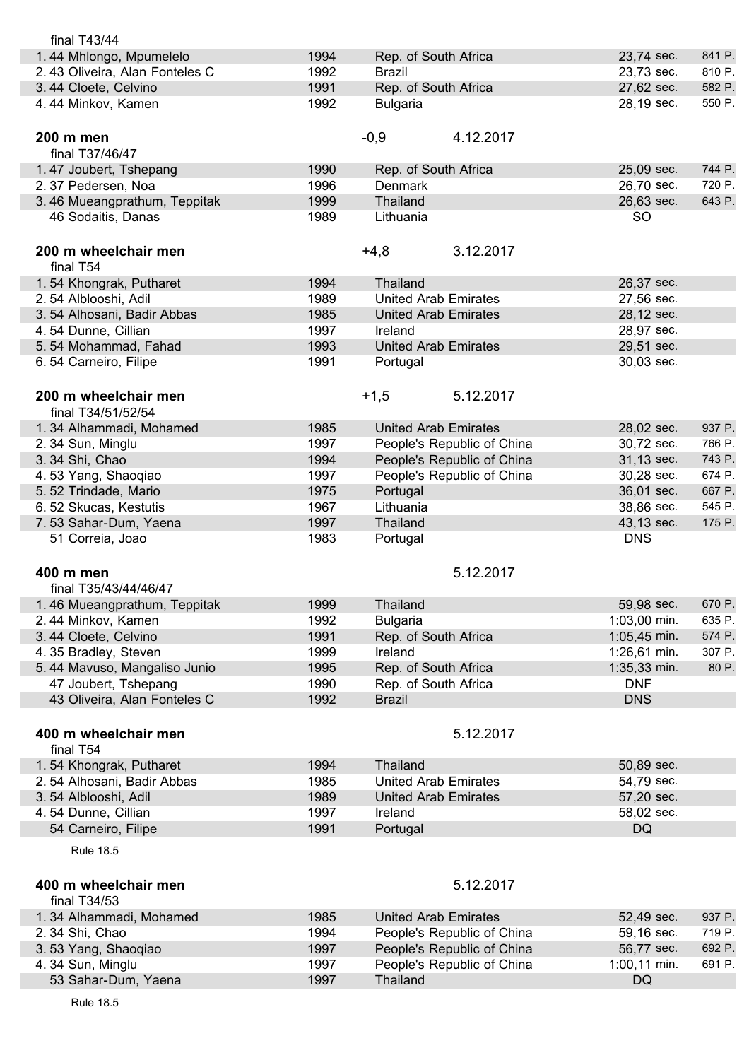final T43/44

| Rank | Class | Name | Year | Country | Result | Points |
|---|---|---|---|---|---|---|
| 1. | 44 | Mhlongo, Mpumelelo | 1994 | Rep. of South Africa | 23,74 sec. | 841 P. |
| 2. | 43 | Oliveira, Alan Fonteles C | 1992 | Brazil | 23,73 sec. | 810 P. |
| 3. | 44 | Cloete, Celvino | 1991 | Rep. of South Africa | 27,62 sec. | 582 P. |
| 4. | 44 | Minkov, Kamen | 1992 | Bulgaria | 28,19 sec. | 550 P. |

## 200 m men

-0,9 4.12.2017

final T37/46/47

| Rank | Class | Name | Year | Country | Result | Points |
|---|---|---|---|---|---|---|
| 1. | 47 | Joubert, Tshepang | 1990 | Rep. of South Africa | 25,09 sec. | 744 P. |
| 2. | 37 | Pedersen, Noa | 1996 | Denmark | 26,70 sec. | 720 P. |
| 3. | 46 | Mueangprathum, Teppitak | 1999 | Thailand | 26,63 sec. | 643 P. |
| | 46 | Sodaitis, Danas | 1989 | Lithuania | SO | |

## 200 m wheelchair men

+4,8 3.12.2017

final T54

| Rank | Class | Name | Year | Country | Result |
|---|---|---|---|---|---|
| 1. | 54 | Khongrak, Putharet | 1994 | Thailand | 26,37 sec. |
| 2. | 54 | Alblooshi, Adil | 1989 | United Arab Emirates | 27,56 sec. |
| 3. | 54 | Alhosani, Badir Abbas | 1985 | United Arab Emirates | 28,12 sec. |
| 4. | 54 | Dunne, Cillian | 1997 | Ireland | 28,97 sec. |
| 5. | 54 | Mohammad, Fahad | 1993 | United Arab Emirates | 29,51 sec. |
| 6. | 54 | Carneiro, Filipe | 1991 | Portugal | 30,03 sec. |

## 200 m wheelchair men

+1,5 5.12.2017

final T34/51/52/54

| Rank | Class | Name | Year | Country | Result | Points |
|---|---|---|---|---|---|---|
| 1. | 34 | Alhammadi, Mohamed | 1985 | United Arab Emirates | 28,02 sec. | 937 P. |
| 2. | 34 | Sun, Minglu | 1997 | People's Republic of China | 30,72 sec. | 766 P. |
| 3. | 34 | Shi, Chao | 1994 | People's Republic of China | 31,13 sec. | 743 P. |
| 4. | 53 | Yang, Shaoqiao | 1997 | People's Republic of China | 30,28 sec. | 674 P. |
| 5. | 52 | Trindade, Mario | 1975 | Portugal | 36,01 sec. | 667 P. |
| 6. | 52 | Skucas, Kestutis | 1967 | Lithuania | 38,86 sec. | 545 P. |
| 7. | 53 | Sahar-Dum, Yaena | 1997 | Thailand | 43,13 sec. | 175 P. |
| | 51 | Correia, Joao | 1983 | Portugal | DNS | |

## 400 m men

5.12.2017

final T35/43/44/46/47

| Rank | Class | Name | Year | Country | Result | Points |
|---|---|---|---|---|---|---|
| 1. | 46 | Mueangprathum, Teppitak | 1999 | Thailand | 59,98 sec. | 670 P. |
| 2. | 44 | Minkov, Kamen | 1992 | Bulgaria | 1:03,00 min. | 635 P. |
| 3. | 44 | Cloete, Celvino | 1991 | Rep. of South Africa | 1:05,45 min. | 574 P. |
| 4. | 35 | Bradley, Steven | 1999 | Ireland | 1:26,61 min. | 307 P. |
| 5. | 44 | Mavuso, Mangaliso Junio | 1995 | Rep. of South Africa | 1:35,33 min. | 80 P. |
| | 47 | Joubert, Tshepang | 1990 | Rep. of South Africa | DNF | |
| | 43 | Oliveira, Alan Fonteles C | 1992 | Brazil | DNS | |

## 400 m wheelchair men

5.12.2017

final T54

| Rank | Class | Name | Year | Country | Result |
|---|---|---|---|---|---|
| 1. | 54 | Khongrak, Putharet | 1994 | Thailand | 50,89 sec. |
| 2. | 54 | Alhosani, Badir Abbas | 1985 | United Arab Emirates | 54,79 sec. |
| 3. | 54 | Alblooshi, Adil | 1989 | United Arab Emirates | 57,20 sec. |
| 4. | 54 | Dunne, Cillian | 1997 | Ireland | 58,02 sec. |
| | 54 | Carneiro, Filipe | 1991 | Portugal | DQ |

Rule 18.5

## 400 m wheelchair men

5.12.2017

final T34/53

| Rank | Class | Name | Year | Country | Result | Points |
|---|---|---|---|---|---|---|
| 1. | 34 | Alhammadi, Mohamed | 1985 | United Arab Emirates | 52,49 sec. | 937 P. |
| 2. | 34 | Shi, Chao | 1994 | People's Republic of China | 59,16 sec. | 719 P. |
| 3. | 53 | Yang, Shaoqiao | 1997 | People's Republic of China | 56,77 sec. | 692 P. |
| 4. | 34 | Sun, Minglu | 1997 | People's Republic of China | 1:00,11 min. | 691 P. |
| | 53 | Sahar-Dum, Yaena | 1997 | Thailand | DQ | |

Rule 18.5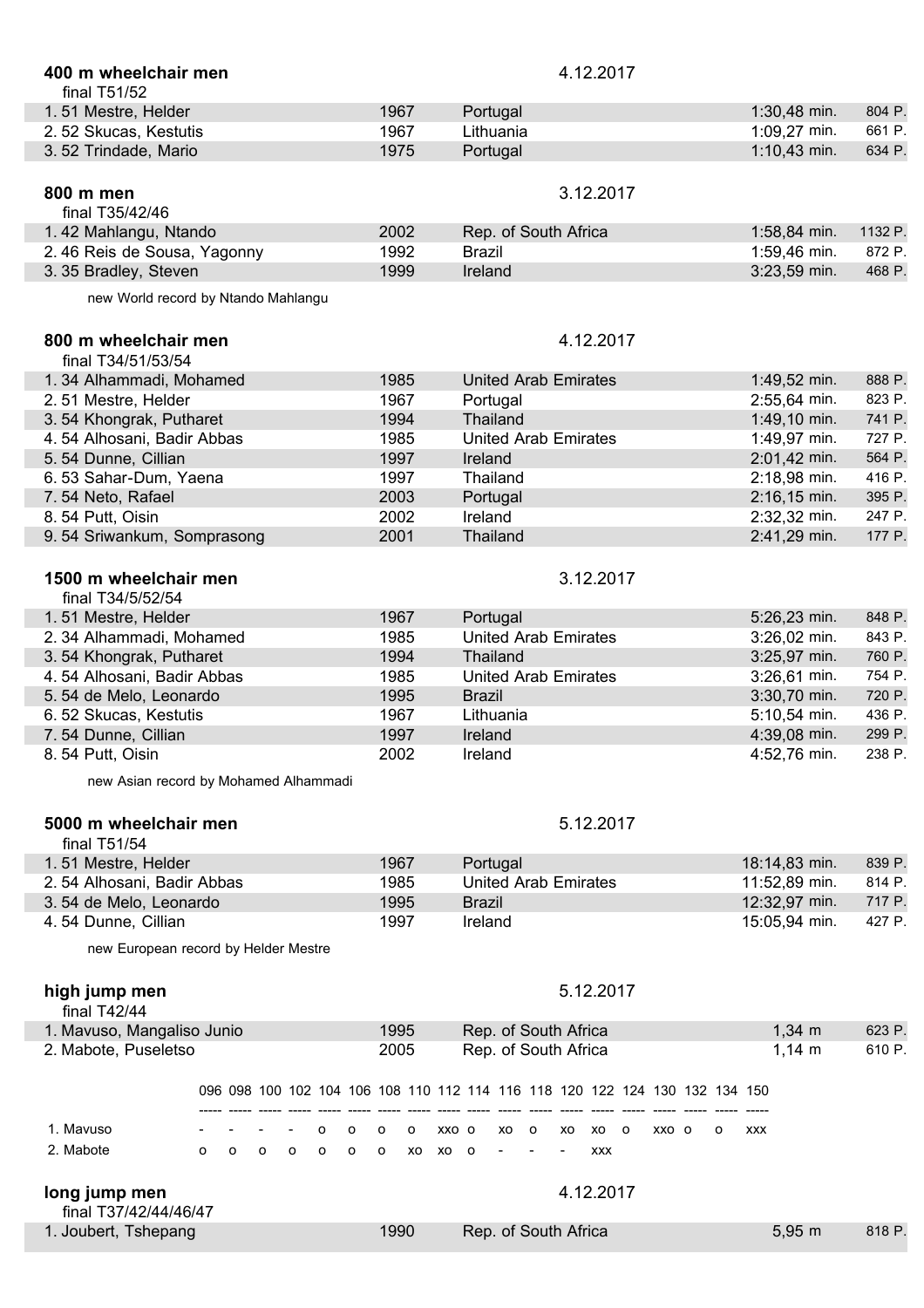## 400 m wheelchair men

4.12.2017

final T51/52

| | | | | | |
|---|---|---|---|---|---|
| 1. 51 Mestre, Helder | 1967 | Portugal | 1:30,48 min. | 804 P. |
| 2. 52 Skucas, Kestutis | 1967 | Lithuania | 1:09,27 min. | 661 P. |
| 3. 52 Trindade, Mario | 1975 | Portugal | 1:10,43 min. | 634 P. |

## 800 m men

3.12.2017

final T35/42/46

| | | | | |
|---|---|---|---|---|
| 1. 42 Mahlangu, Ntando | 2002 | Rep. of South Africa | 1:58,84 min. | 1132 P. |
| 2. 46 Reis de Sousa, Yagonny | 1992 | Brazil | 1:59,46 min. | 872 P. |
| 3. 35 Bradley, Steven | 1999 | Ireland | 3:23,59 min. | 468 P. |

new World record by Ntando Mahlangu

## 800 m wheelchair men

4.12.2017

final T34/51/53/54

| | | | | |
|---|---|---|---|---|
| 1. 34 Alhammadi, Mohamed | 1985 | United Arab Emirates | 1:49,52 min. | 888 P. |
| 2. 51 Mestre, Helder | 1967 | Portugal | 2:55,64 min. | 823 P. |
| 3. 54 Khongrak, Putharet | 1994 | Thailand | 1:49,10 min. | 741 P. |
| 4. 54 Alhosani, Badir Abbas | 1985 | United Arab Emirates | 1:49,97 min. | 727 P. |
| 5. 54 Dunne, Cillian | 1997 | Ireland | 2:01,42 min. | 564 P. |
| 6. 53 Sahar-Dum, Yaena | 1997 | Thailand | 2:18,98 min. | 416 P. |
| 7. 54 Neto, Rafael | 2003 | Portugal | 2:16,15 min. | 395 P. |
| 8. 54 Putt, Oisin | 2002 | Ireland | 2:32,32 min. | 247 P. |
| 9. 54 Sriwankum, Somprasong | 2001 | Thailand | 2:41,29 min. | 177 P. |

## 1500 m wheelchair men

3.12.2017

final T34/5/52/54

| | | | | |
|---|---|---|---|---|
| 1. 51 Mestre, Helder | 1967 | Portugal | 5:26,23 min. | 848 P. |
| 2. 34 Alhammadi, Mohamed | 1985 | United Arab Emirates | 3:26,02 min. | 843 P. |
| 3. 54 Khongrak, Putharet | 1994 | Thailand | 3:25,97 min. | 760 P. |
| 4. 54 Alhosani, Badir Abbas | 1985 | United Arab Emirates | 3:26,61 min. | 754 P. |
| 5. 54 de Melo, Leonardo | 1995 | Brazil | 3:30,70 min. | 720 P. |
| 6. 52 Skucas, Kestutis | 1967 | Lithuania | 5:10,54 min. | 436 P. |
| 7. 54 Dunne, Cillian | 1997 | Ireland | 4:39,08 min. | 299 P. |
| 8. 54 Putt, Oisin | 2002 | Ireland | 4:52,76 min. | 238 P. |

new Asian record by Mohamed Alhammadi

## 5000 m wheelchair men

5.12.2017

final T51/54

| | | | | |
|---|---|---|---|---|
| 1. 51 Mestre, Helder | 1967 | Portugal | 18:14,83 min. | 839 P. |
| 2. 54 Alhosani, Badir Abbas | 1985 | United Arab Emirates | 11:52,89 min. | 814 P. |
| 3. 54 de Melo, Leonardo | 1995 | Brazil | 12:32,97 min. | 717 P. |
| 4. 54 Dunne, Cillian | 1997 | Ireland | 15:05,94 min. | 427 P. |

new European record by Helder Mestre

## high jump men

5.12.2017

final T42/44

| | | | | |
|---|---|---|---|---|
| 1. Mavuso, Mangaliso Junio | 1995 | Rep. of South Africa | 1,34 m | 623 P. |
| 2. Mabote, Puseletso | 2005 | Rep. of South Africa | 1,14 m | 610 P. |

| | 096 | 098 | 100 | 102 | 104 | 106 | 108 | 110 | 112 | 114 | 116 | 118 | 120 | 122 | 124 | 130 | 132 | 134 | 150 |
|---|---|---|---|---|---|---|---|---|---|---|---|---|---|---|---|---|---|---|---|
| 1. Mavuso | - | - | - | - | o | o | o | o | xxo | o | xo | o | xo | xo | o | xxo | o | o | xxx |
| 2. Mabote | o | o | o | o | o | o | o | xo | xo | o | - | - | - | xxx | | | | | |

## long jump men

4.12.2017

final T37/42/44/46/47

| | | | | |
|---|---|---|---|---|
| 1. Joubert, Tshepang | 1990 | Rep. of South Africa | 5,95 m | 818 P. |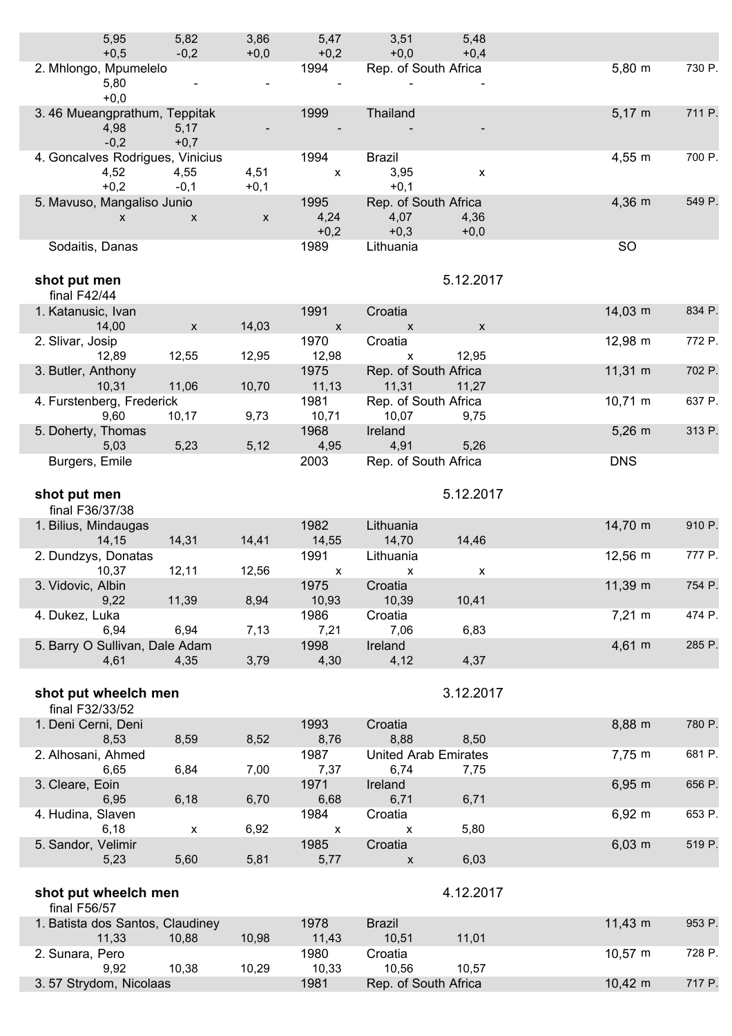| | | | | | | | |
|---|---|---|---|---|---|---|---|
| 5,95 | 5,82 | 3,86 | 5,47 | 3,51 | 5,48 | | |
| +0,5 | -0,2 | +0,0 | +0,2 | +0,0 | +0,4 | | |
| 2. Mhlongo, Mpumelelo | | | 1994 | Rep. of South Africa | | 5,80 m | 730 P. |
| 5,80 | - | - | - | - | - | | |
| +0,0 | | | | | | | |
| 3. 46 Mueangprathum, Teppitak | | | 1999 | Thailand | | 5,17 m | 711 P. |
| 4,98 | 5,17 | - | - | - | - | | |
| -0,2 | +0,7 | | | | | | |
| 4. Goncalves Rodrigues, Vinicius | | | 1994 | Brazil | | 4,55 m | 700 P. |
| 4,52 | 4,55 | 4,51 | x | 3,95 | x | | |
| +0,2 | -0,1 | +0,1 | | +0,1 | | | |
| 5. Mavuso, Mangaliso Junio | | | 1995 | Rep. of South Africa | | 4,36 m | 549 P. |
| x | x | x | 4,24 | 4,07 | 4,36 | | |
| | | | +0,2 | +0,3 | +0,0 | | |
| Sodaitis, Danas | | | 1989 | Lithuania | | SO | |

**shot put men** 5.12.2017

final F42/44

| | | | | | | | |
|---|---|---|---|---|---|---|---|
| 1. Katanusic, Ivan | | | 1991 | Croatia | | 14,03 m | 834 P. |
| 14,00 | x | 14,03 | x | x | x | | |
| 2. Slivar, Josip | | | 1970 | Croatia | | 12,98 m | 772 P. |
| 12,89 | 12,55 | 12,95 | 12,98 | x | 12,95 | | |
| 3. Butler, Anthony | | | 1975 | Rep. of South Africa | | 11,31 m | 702 P. |
| 10,31 | 11,06 | 10,70 | 11,13 | 11,31 | 11,27 | | |
| 4. Furstenberg, Frederick | | | 1981 | Rep. of South Africa | | 10,71 m | 637 P. |
| 9,60 | 10,17 | 9,73 | 10,71 | 10,07 | 9,75 | | |
| 5. Doherty, Thomas | | | 1968 | Ireland | | 5,26 m | 313 P. |
| 5,03 | 5,23 | 5,12 | 4,95 | 4,91 | 5,26 | | |
| Burgers, Emile | | | 2003 | Rep. of South Africa | | DNS | |

**shot put men** 5.12.2017

final F36/37/38

| | | | | | | | |
|---|---|---|---|---|---|---|---|
| 1. Bilius, Mindaugas | | | 1982 | Lithuania | | 14,70 m | 910 P. |
| 14,15 | 14,31 | 14,41 | 14,55 | 14,70 | 14,46 | | |
| 2. Dundzys, Donatas | | | 1991 | Lithuania | | 12,56 m | 777 P. |
| 10,37 | 12,11 | 12,56 | x | x | x | | |
| 3. Vidovic, Albin | | | 1975 | Croatia | | 11,39 m | 754 P. |
| 9,22 | 11,39 | 8,94 | 10,93 | 10,39 | 10,41 | | |
| 4. Dukez, Luka | | | 1986 | Croatia | | 7,21 m | 474 P. |
| 6,94 | 6,94 | 7,13 | 7,21 | 7,06 | 6,83 | | |
| 5. Barry O Sullivan, Dale Adam | | | 1998 | Ireland | | 4,61 m | 285 P. |
| 4,61 | 4,35 | 3,79 | 4,30 | 4,12 | 4,37 | | |

**shot put wheelch men** 3.12.2017

final F32/33/52

| | | | | | | | |
|---|---|---|---|---|---|---|---|
| 1. Deni Cerni, Deni | | | 1993 | Croatia | | 8,88 m | 780 P. |
| 8,53 | 8,59 | 8,52 | 8,76 | 8,88 | 8,50 | | |
| 2. Alhosani, Ahmed | | | 1987 | United Arab Emirates | | 7,75 m | 681 P. |
| 6,65 | 6,84 | 7,00 | 7,37 | 6,74 | 7,75 | | |
| 3. Cleare, Eoin | | | 1971 | Ireland | | 6,95 m | 656 P. |
| 6,95 | 6,18 | 6,70 | 6,68 | 6,71 | 6,71 | | |
| 4. Hudina, Slaven | | | 1984 | Croatia | | 6,92 m | 653 P. |
| 6,18 | x | 6,92 | x | x | 5,80 | | |
| 5. Sandor, Velimir | | | 1985 | Croatia | | 6,03 m | 519 P. |
| 5,23 | 5,60 | 5,81 | 5,77 | x | 6,03 | | |

**shot put wheelch men** 4.12.2017

final F56/57

| | | | | | | | |
|---|---|---|---|---|---|---|---|
| 1. Batista dos Santos, Claudiney | | | 1978 | Brazil | | 11,43 m | 953 P. |
| 11,33 | 10,88 | 10,98 | 11,43 | 10,51 | 11,01 | | |
| 2. Sunara, Pero | | | 1980 | Croatia | | 10,57 m | 728 P. |
| 9,92 | 10,38 | 10,29 | 10,33 | 10,56 | 10,57 | | |
| 3. 57 Strydom, Nicolaas | | | 1981 | Rep. of South Africa | | 10,42 m | 717 P. |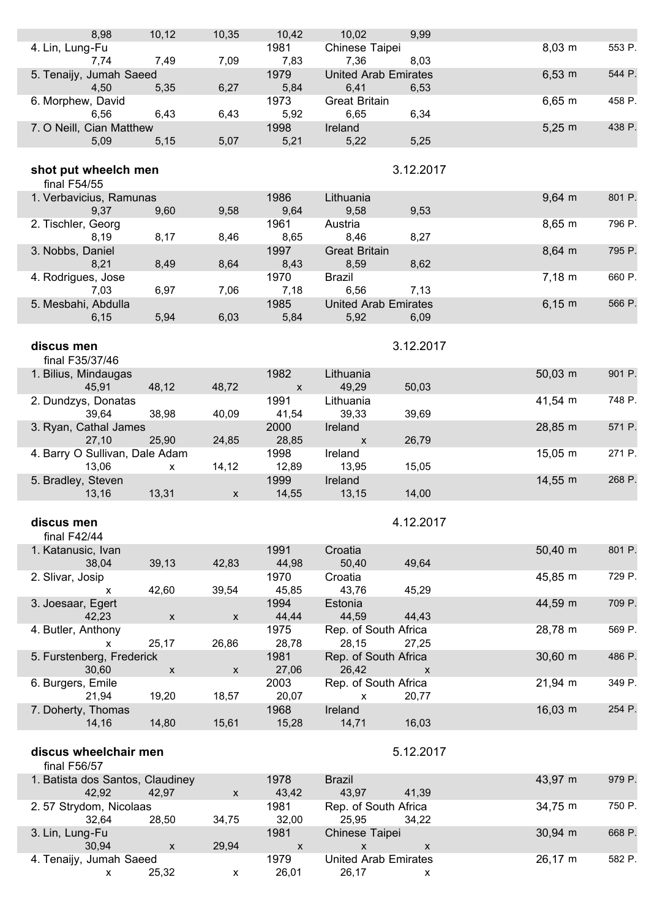| | | | | | | | |
|---|---|---|---|---|---|---|---|
| 8,98 | 10,12 | 10,35 | 10,42 | 10,02 | 9,99 | | |
| 4. Lin, Lung-Fu | | | 1981 | Chinese Taipei | | 8,03 m | 553 P. |
| 7,74 | 7,49 | 7,09 | 7,83 | 7,36 | 8,03 | | |
| 5. Tenaijy, Jumah Saeed | | | 1979 | United Arab Emirates | | 6,53 m | 544 P. |
| 4,50 | 5,35 | 6,27 | 5,84 | 6,41 | 6,53 | | |
| 6. Morphew, David | | | 1973 | Great Britain | | 6,65 m | 458 P. |
| 6,56 | 6,43 | 6,43 | 5,92 | 6,65 | 6,34 | | |
| 7. O Neill, Cian Matthew | | | 1998 | Ireland | | 5,25 m | 438 P. |
| 5,09 | 5,15 | 5,07 | 5,21 | 5,22 | 5,25 | | |

**shot put wheelch men** — 3.12.2017

final F54/55

| | | | | | | | |
|---|---|---|---|---|---|---|---|
| 1. Verbavicius, Ramunas | | | 1986 | Lithuania | | 9,64 m | 801 P. |
| 9,37 | 9,60 | 9,58 | 9,64 | 9,58 | 9,53 | | |
| 2. Tischler, Georg | | | 1961 | Austria | | 8,65 m | 796 P. |
| 8,19 | 8,17 | 8,46 | 8,65 | 8,46 | 8,27 | | |
| 3. Nobbs, Daniel | | | 1997 | Great Britain | | 8,64 m | 795 P. |
| 8,21 | 8,49 | 8,64 | 8,43 | 8,59 | 8,62 | | |
| 4. Rodrigues, Jose | | | 1970 | Brazil | | 7,18 m | 660 P. |
| 7,03 | 6,97 | 7,06 | 7,18 | 6,56 | 7,13 | | |
| 5. Mesbahi, Abdulla | | | 1985 | United Arab Emirates | | 6,15 m | 566 P. |
| 6,15 | 5,94 | 6,03 | 5,84 | 5,92 | 6,09 | | |

**discus men** — 3.12.2017

final F35/37/46

| | | | | | | | |
|---|---|---|---|---|---|---|---|
| 1. Bilius, Mindaugas | | | 1982 | Lithuania | | 50,03 m | 901 P. |
| 45,91 | 48,12 | 48,72 | x | 49,29 | 50,03 | | |
| 2. Dundzys, Donatas | | | 1991 | Lithuania | | 41,54 m | 748 P. |
| 39,64 | 38,98 | 40,09 | 41,54 | 39,33 | 39,69 | | |
| 3. Ryan, Cathal James | | | 2000 | Ireland | | 28,85 m | 571 P. |
| 27,10 | 25,90 | 24,85 | 28,85 | x | 26,79 | | |
| 4. Barry O Sullivan, Dale Adam | | | 1998 | Ireland | | 15,05 m | 271 P. |
| 13,06 | x | 14,12 | 12,89 | 13,95 | 15,05 | | |
| 5. Bradley, Steven | | | 1999 | Ireland | | 14,55 m | 268 P. |
| 13,16 | 13,31 | x | 14,55 | 13,15 | 14,00 | | |

**discus men** — 4.12.2017

final F42/44

| | | | | | | | |
|---|---|---|---|---|---|---|---|
| 1. Katanusic, Ivan | | | 1991 | Croatia | | 50,40 m | 801 P. |
| 38,04 | 39,13 | 42,83 | 44,98 | 50,40 | 49,64 | | |
| 2. Slivar, Josip | | | 1970 | Croatia | | 45,85 m | 729 P. |
| x | 42,60 | 39,54 | 45,85 | 43,76 | 45,29 | | |
| 3. Joesaar, Egert | | | 1994 | Estonia | | 44,59 m | 709 P. |
| 42,23 | x | x | 44,44 | 44,59 | 44,43 | | |
| 4. Butler, Anthony | | | 1975 | Rep. of South Africa | | 28,78 m | 569 P. |
| x | 25,17 | 26,86 | 28,78 | 28,15 | 27,25 | | |
| 5. Furstenberg, Frederick | | | 1981 | Rep. of South Africa | | 30,60 m | 486 P. |
| 30,60 | x | x | 27,06 | 26,42 | x | | |
| 6. Burgers, Emile | | | 2003 | Rep. of South Africa | | 21,94 m | 349 P. |
| 21,94 | 19,20 | 18,57 | 20,07 | x | 20,77 | | |
| 7. Doherty, Thomas | | | 1968 | Ireland | | 16,03 m | 254 P. |
| 14,16 | 14,80 | 15,61 | 15,28 | 14,71 | 16,03 | | |

**discus wheelchair men** — 5.12.2017

final F56/57

| | | | | | | | |
|---|---|---|---|---|---|---|---|
| 1. Batista dos Santos, Claudiney | | | 1978 | Brazil | | 43,97 m | 979 P. |
| 42,92 | 42,97 | x | 43,42 | 43,97 | 41,39 | | |
| 2. 57 Strydom, Nicolaas | | | 1981 | Rep. of South Africa | | 34,75 m | 750 P. |
| 32,64 | 28,50 | 34,75 | 32,00 | 25,95 | 34,22 | | |
| 3. Lin, Lung-Fu | | | 1981 | Chinese Taipei | | 30,94 m | 668 P. |
| 30,94 | x | 29,94 | x | x | x | | |
| 4. Tenaijy, Jumah Saeed | | | 1979 | United Arab Emirates | | 26,17 m | 582 P. |
| x | 25,32 | x | 26,01 | 26,17 | x | | |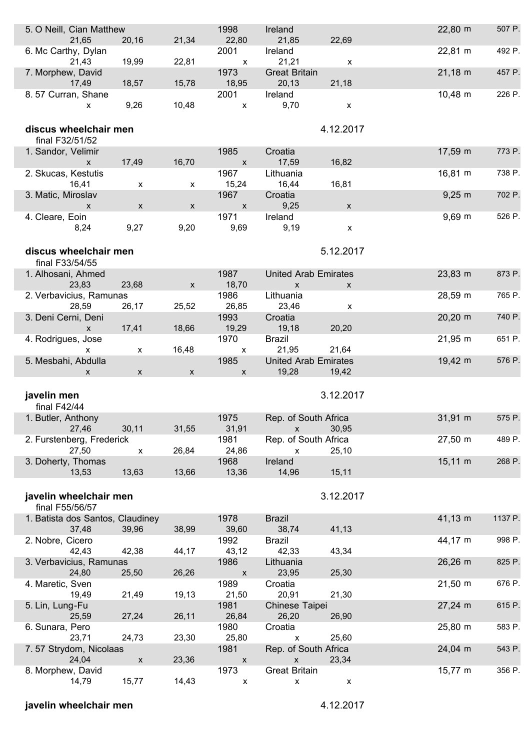| | | | | | | | |
|---|---|---|---|---|---|---|---|
| 5. O Neill, Cian Matthew | | | 1998 | Ireland | | 22,80 m | 507 P. |
| 21,65 | 20,16 | 21,34 | 22,80 | 21,85 | 22,69 | | |
| 6. Mc Carthy, Dylan | | | 2001 | Ireland | | 22,81 m | 492 P. |
| 21,43 | 19,99 | 22,81 | x | 21,21 | x | | |
| 7. Morphew, David | | | 1973 | Great Britain | | 21,18 m | 457 P. |
| 17,49 | 18,57 | 15,78 | 18,95 | 20,13 | 21,18 | | |
| 8. 57 Curran, Shane | | | 2001 | Ireland | | 10,48 m | 226 P. |
| x | 9,26 | 10,48 | x | 9,70 | x | | |

**discus wheelchair men** — 4.12.2017

final F32/51/52

| | | | | | | | |
|---|---|---|---|---|---|---|---|
| 1. Sandor, Velimir | | | 1985 | Croatia | | 17,59 m | 773 P. |
| x | 17,49 | 16,70 | x | 17,59 | 16,82 | | |
| 2. Skucas, Kestutis | | | 1967 | Lithuania | | 16,81 m | 738 P. |
| 16,41 | x | x | 15,24 | 16,44 | 16,81 | | |
| 3. Matic, Miroslav | | | 1967 | Croatia | | 9,25 m | 702 P. |
| x | x | x | x | 9,25 | x | | |
| 4. Cleare, Eoin | | | 1971 | Ireland | | 9,69 m | 526 P. |
| 8,24 | 9,27 | 9,20 | 9,69 | 9,19 | x | | |

**discus wheelchair men** — 5.12.2017

final F33/54/55

| | | | | | | | |
|---|---|---|---|---|---|---|---|
| 1. Alhosani, Ahmed | | | 1987 | United Arab Emirates | | 23,83 m | 873 P. |
| 23,83 | 23,68 | x | 18,70 | x | x | | |
| 2. Verbavicius, Ramunas | | | 1986 | Lithuania | | 28,59 m | 765 P. |
| 28,59 | 26,17 | 25,52 | 26,85 | 23,46 | x | | |
| 3. Deni Cerni, Deni | | | 1993 | Croatia | | 20,20 m | 740 P. |
| x | 17,41 | 18,66 | 19,29 | 19,18 | 20,20 | | |
| 4. Rodrigues, Jose | | | 1970 | Brazil | | 21,95 m | 651 P. |
| x | x | 16,48 | x | 21,95 | 21,64 | | |
| 5. Mesbahi, Abdulla | | | 1985 | United Arab Emirates | | 19,42 m | 576 P. |
| x | x | x | x | 19,28 | 19,42 | | |

**javelin men** — 3.12.2017

final F42/44

| | | | | | | | |
|---|---|---|---|---|---|---|---|
| 1. Butler, Anthony | | | 1975 | Rep. of South Africa | | 31,91 m | 575 P. |
| 27,46 | 30,11 | 31,55 | 31,91 | x | 30,95 | | |
| 2. Furstenberg, Frederick | | | 1981 | Rep. of South Africa | | 27,50 m | 489 P. |
| 27,50 | x | 26,84 | 24,86 | x | 25,10 | | |
| 3. Doherty, Thomas | | | 1968 | Ireland | | 15,11 m | 268 P. |
| 13,53 | 13,63 | 13,66 | 13,36 | 14,96 | 15,11 | | |

**javelin wheelchair men** — 3.12.2017

final F55/56/57

| | | | | | | | |
|---|---|---|---|---|---|---|---|
| 1. Batista dos Santos, Claudiney | | | 1978 | Brazil | | 41,13 m | 1137 P. |
| 37,48 | 39,96 | 38,99 | 39,60 | 38,74 | 41,13 | | |
| 2. Nobre, Cicero | | | 1992 | Brazil | | 44,17 m | 998 P. |
| 42,43 | 42,38 | 44,17 | 43,12 | 42,33 | 43,34 | | |
| 3. Verbavicius, Ramunas | | | 1986 | Lithuania | | 26,26 m | 825 P. |
| 24,80 | 25,50 | 26,26 | x | 23,95 | 25,30 | | |
| 4. Maretic, Sven | | | 1989 | Croatia | | 21,50 m | 676 P. |
| 19,49 | 21,49 | 19,13 | 21,50 | 20,91 | 21,30 | | |
| 5. Lin, Lung-Fu | | | 1981 | Chinese Taipei | | 27,24 m | 615 P. |
| 25,59 | 27,24 | 26,11 | 26,84 | 26,20 | 26,90 | | |
| 6. Sunara, Pero | | | 1980 | Croatia | | 25,80 m | 583 P. |
| 23,71 | 24,73 | 23,30 | 25,80 | x | 25,60 | | |
| 7. 57 Strydom, Nicolaas | | | 1981 | Rep. of South Africa | | 24,04 m | 543 P. |
| 24,04 | x | 23,36 | x | x | 23,34 | | |
| 8. Morphew, David | | | 1973 | Great Britain | | 15,77 m | 356 P. |
| 14,79 | 15,77 | 14,43 | x | x | x | | |

**javelin wheelchair men** — 4.12.2017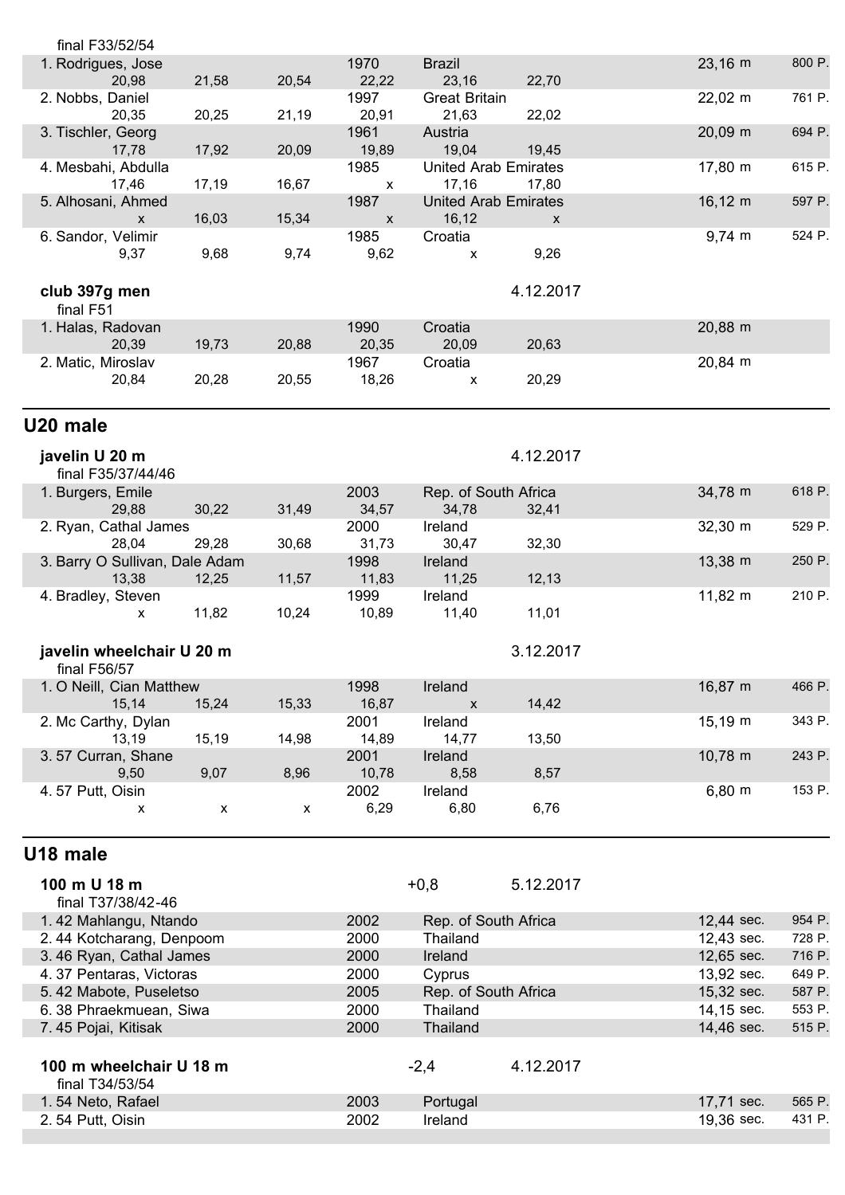final F33/52/54

| Athlete | | | Year | Country | | Result | Points |
|---|---|---|---|---|---|---|---|
| 1. Rodrigues, Jose | | | 1970 | Brazil | | 23,16 m | 800 P. |
| 20,98 | 21,58 | 20,54 | 22,22 | 23,16 | 22,70 | | |
| 2. Nobbs, Daniel | | | 1997 | Great Britain | | 22,02 m | 761 P. |
| 20,35 | 20,25 | 21,19 | 20,91 | 21,63 | 22,02 | | |
| 3. Tischler, Georg | | | 1961 | Austria | | 20,09 m | 694 P. |
| 17,78 | 17,92 | 20,09 | 19,89 | 19,04 | 19,45 | | |
| 4. Mesbahi, Abdulla | | | 1985 | United Arab Emirates | | 17,80 m | 615 P. |
| 17,46 | 17,19 | 16,67 | x | 17,16 | 17,80 | | |
| 5. Alhosani, Ahmed | | | 1987 | United Arab Emirates | | 16,12 m | 597 P. |
| x | 16,03 | 15,34 | x | 16,12 | x | | |
| 6. Sandor, Velimir | | | 1985 | Croatia | | 9,74 m | 524 P. |
| 9,37 | 9,68 | 9,74 | 9,62 | x | 9,26 | | |

**club 397g men** — 4.12.2017

final F51

| Athlete | | | Year | Country | | Result |
|---|---|---|---|---|---|---|
| 1. Halas, Radovan | | | 1990 | Croatia | | 20,88 m |
| 20,39 | 19,73 | 20,88 | 20,35 | 20,09 | 20,63 | |
| 2. Matic, Miroslav | | | 1967 | Croatia | | 20,84 m |
| 20,84 | 20,28 | 20,55 | 18,26 | x | 20,29 | |

## U20 male

**javelin U 20 m** — 4.12.2017

final F35/37/44/46

| Athlete | | | Year | Country | | Result | Points |
|---|---|---|---|---|---|---|---|
| 1. Burgers, Emile | | | 2003 | Rep. of South Africa | | 34,78 m | 618 P. |
| 29,88 | 30,22 | 31,49 | 34,57 | 34,78 | 32,41 | | |
| 2. Ryan, Cathal James | | | 2000 | Ireland | | 32,30 m | 529 P. |
| 28,04 | 29,28 | 30,68 | 31,73 | 30,47 | 32,30 | | |
| 3. Barry O Sullivan, Dale Adam | | | 1998 | Ireland | | 13,38 m | 250 P. |
| 13,38 | 12,25 | 11,57 | 11,83 | 11,25 | 12,13 | | |
| 4. Bradley, Steven | | | 1999 | Ireland | | 11,82 m | 210 P. |
| x | 11,82 | 10,24 | 10,89 | 11,40 | 11,01 | | |

**javelin wheelchair U 20 m** — 3.12.2017

final F56/57

| Athlete | | | Year | Country | | Result | Points |
|---|---|---|---|---|---|---|---|
| 1. O Neill, Cian Matthew | | | 1998 | Ireland | | 16,87 m | 466 P. |
| 15,14 | 15,24 | 15,33 | 16,87 | x | 14,42 | | |
| 2. Mc Carthy, Dylan | | | 2001 | Ireland | | 15,19 m | 343 P. |
| 13,19 | 15,19 | 14,98 | 14,89 | 14,77 | 13,50 | | |
| 3. 57 Curran, Shane | | | 2001 | Ireland | | 10,78 m | 243 P. |
| 9,50 | 9,07 | 8,96 | 10,78 | 8,58 | 8,57 | | |
| 4. 57 Putt, Oisin | | | 2002 | Ireland | | 6,80 m | 153 P. |
| x | x | x | 6,29 | 6,80 | 6,76 | | |

## U18 male

**100 m U 18 m** — +0,8 — 5.12.2017

final T37/38/42-46

| Athlete | Year | Country | Result | Points |
|---|---|---|---|---|
| 1. 42 Mahlangu, Ntando | 2002 | Rep. of South Africa | 12,44 sec. | 954 P. |
| 2. 44 Kotcharang, Denpoom | 2000 | Thailand | 12,43 sec. | 728 P. |
| 3. 46 Ryan, Cathal James | 2000 | Ireland | 12,65 sec. | 716 P. |
| 4. 37 Pentaras, Victoras | 2000 | Cyprus | 13,92 sec. | 649 P. |
| 5. 42 Mabote, Puseletso | 2005 | Rep. of South Africa | 15,32 sec. | 587 P. |
| 6. 38 Phraekmuean, Siwa | 2000 | Thailand | 14,15 sec. | 553 P. |
| 7. 45 Pojai, Kitisak | 2000 | Thailand | 14,46 sec. | 515 P. |

**100 m wheelchair U 18 m** — -2,4 — 4.12.2017

final T34/53/54

| Athlete | Year | Country | Result | Points |
|---|---|---|---|---|
| 1. 54 Neto, Rafael | 2003 | Portugal | 17,71 sec. | 565 P. |
| 2. 54 Putt, Oisin | 2002 | Ireland | 19,36 sec. | 431 P. |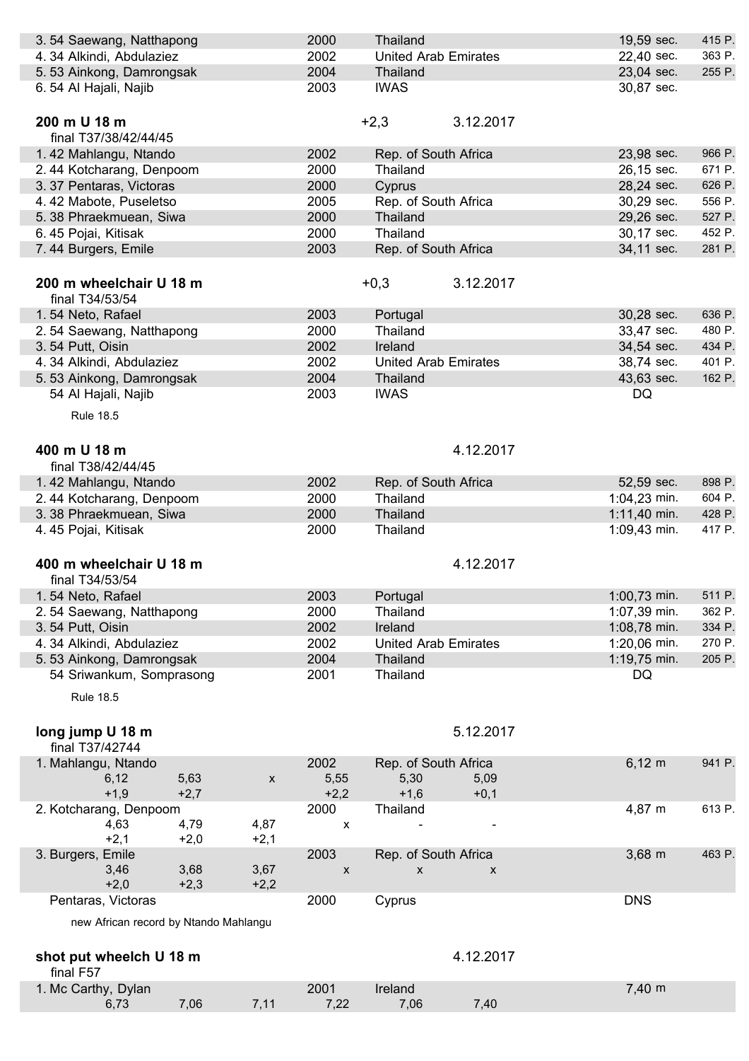| | | | | |
|---|---|---|---|---|
| 3. 54 Saewang, Natthapong | 2000 | Thailand | 19,59 sec. | 415 P. |
| 4. 34 Alkindi, Abdulaziez | 2002 | United Arab Emirates | 22,40 sec. | 363 P. |
| 5. 53 Ainkong, Damrongsak | 2004 | Thailand | 23,04 sec. | 255 P. |
| 6. 54 Al Hajali, Najib | 2003 | IWAS | 30,87 sec. | |

### 200 m U 18 m

+2,3 3.12.2017

final T37/38/42/44/45

| | | | | |
|---|---|---|---|---|
| 1. 42 Mahlangu, Ntando | 2002 | Rep. of South Africa | 23,98 sec. | 966 P. |
| 2. 44 Kotcharang, Denpoom | 2000 | Thailand | 26,15 sec. | 671 P. |
| 3. 37 Pentaras, Victoras | 2000 | Cyprus | 28,24 sec. | 626 P. |
| 4. 42 Mabote, Puseletso | 2005 | Rep. of South Africa | 30,29 sec. | 556 P. |
| 5. 38 Phraekmuean, Siwa | 2000 | Thailand | 29,26 sec. | 527 P. |
| 6. 45 Pojai, Kitisak | 2000 | Thailand | 30,17 sec. | 452 P. |
| 7. 44 Burgers, Emile | 2003 | Rep. of South Africa | 34,11 sec. | 281 P. |

### 200 m wheelchair U 18 m

+0,3 3.12.2017

final T34/53/54

| | | | | |
|---|---|---|---|---|
| 1. 54 Neto, Rafael | 2003 | Portugal | 30,28 sec. | 636 P. |
| 2. 54 Saewang, Natthapong | 2000 | Thailand | 33,47 sec. | 480 P. |
| 3. 54 Putt, Oisin | 2002 | Ireland | 34,54 sec. | 434 P. |
| 4. 34 Alkindi, Abdulaziez | 2002 | United Arab Emirates | 38,74 sec. | 401 P. |
| 5. 53 Ainkong, Damrongsak | 2004 | Thailand | 43,63 sec. | 162 P. |
| 54 Al Hajali, Najib | 2003 | IWAS | DQ | |

Rule 18.5

### 400 m U 18 m

4.12.2017

final T38/42/44/45

| | | | | |
|---|---|---|---|---|
| 1. 42 Mahlangu, Ntando | 2002 | Rep. of South Africa | 52,59 sec. | 898 P. |
| 2. 44 Kotcharang, Denpoom | 2000 | Thailand | 1:04,23 min. | 604 P. |
| 3. 38 Phraekmuean, Siwa | 2000 | Thailand | 1:11,40 min. | 428 P. |
| 4. 45 Pojai, Kitisak | 2000 | Thailand | 1:09,43 min. | 417 P. |

### 400 m wheelchair U 18 m

4.12.2017

final T34/53/54

| | | | | |
|---|---|---|---|---|
| 1. 54 Neto, Rafael | 2003 | Portugal | 1:00,73 min. | 511 P. |
| 2. 54 Saewang, Natthapong | 2000 | Thailand | 1:07,39 min. | 362 P. |
| 3. 54 Putt, Oisin | 2002 | Ireland | 1:08,78 min. | 334 P. |
| 4. 34 Alkindi, Abdulaziez | 2002 | United Arab Emirates | 1:20,06 min. | 270 P. |
| 5. 53 Ainkong, Damrongsak | 2004 | Thailand | 1:19,75 min. | 205 P. |
| 54 Sriwankum, Somprasong | 2001 | Thailand | DQ | |

Rule 18.5

### long jump U 18 m

5.12.2017

final T37/42744

| | | | | | | | | |
|---|---|---|---|---|---|---|---|---|
| 1. Mahlangu, Ntando | | | 2002 | Rep. of South Africa | | | 6,12 m | 941 P. |
| 6,12 | 5,63 | x | 5,55 | 5,30 | 5,09 | | | |
| +1,9 | +2,7 | | +2,2 | +1,6 | +0,1 | | | |
| 2. Kotcharang, Denpoom | | | 2000 | Thailand | | | 4,87 m | 613 P. |
| 4,63 | 4,79 | 4,87 | x | - | - | | | |
| +2,1 | +2,0 | +2,1 | | | | | | |
| 3. Burgers, Emile | | | 2003 | Rep. of South Africa | | | 3,68 m | 463 P. |
| 3,46 | 3,68 | 3,67 | x | x | x | | | |
| +2,0 | +2,3 | +2,2 | | | | | | |
| Pentaras, Victoras | | | 2000 | Cyprus | | | DNS | |

new African record by Ntando Mahlangu

### shot put wheelch U 18 m

4.12.2017

final F57

| | | | | | | | |
|---|---|---|---|---|---|---|---|
| 1. Mc Carthy, Dylan | | | 2001 | Ireland | | | 7,40 m |
| 6,73 | 7,06 | 7,11 | 7,22 | 7,06 | 7,40 | | |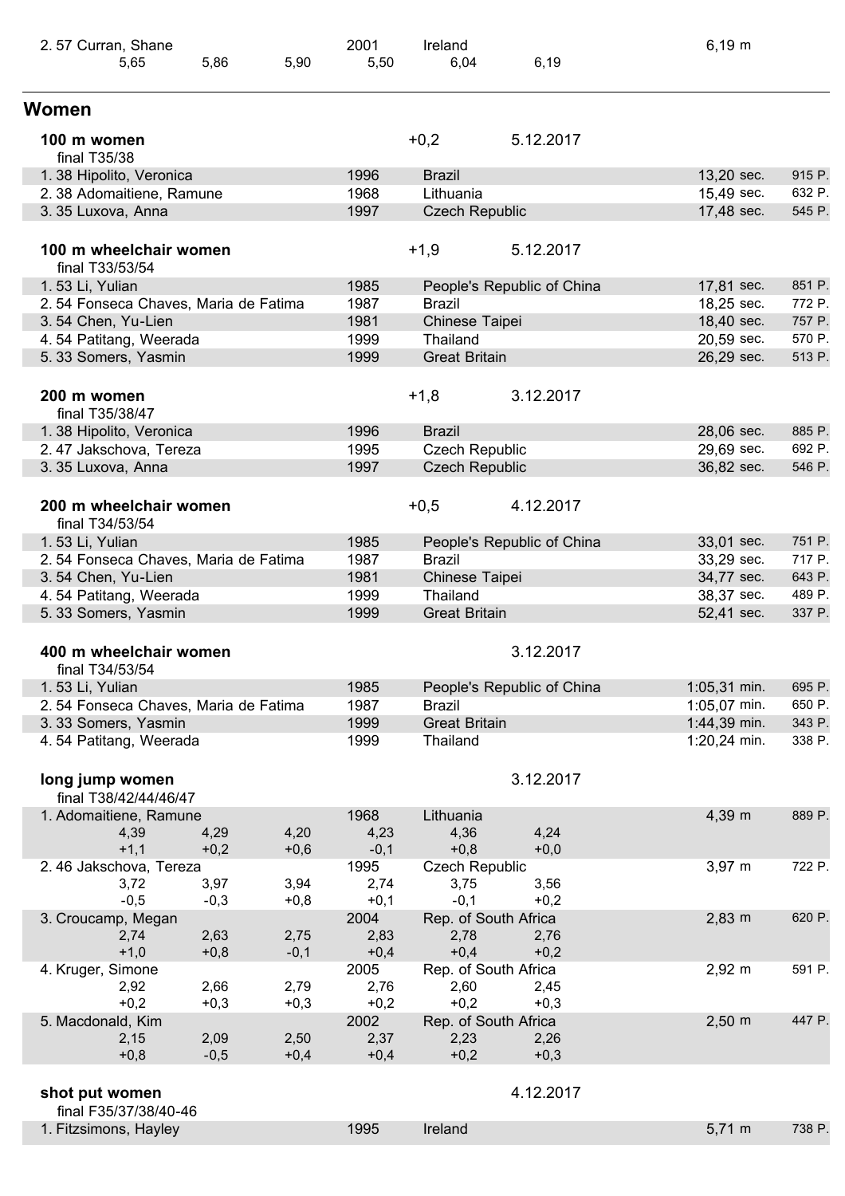| 2. 57 Curran, Shane | | | 2001 | Ireland | | 6,19 m |
|---|---|---|---|---|---|---|
| 5,65 | 5,86 | 5,90 | 5,50 | 6,04 | 6,19 | |

## Women

### 100 m women

final T35/38 — +0,2 — 5.12.2017

| Place | Name | Year | Country | Result | Points |
|---|---|---|---|---|---|
| 1. 38 | Hipolito, Veronica | 1996 | Brazil | 13,20 sec. | 915 P. |
| 2. 38 | Adomaitiene, Ramune | 1968 | Lithuania | 15,49 sec. | 632 P. |
| 3. 35 | Luxova, Anna | 1997 | Czech Republic | 17,48 sec. | 545 P. |

### 100 m wheelchair women

final T33/53/54 — +1,9 — 5.12.2017

| Place | Name | Year | Country | Result | Points |
|---|---|---|---|---|---|
| 1. 53 | Li, Yulian | 1985 | People's Republic of China | 17,81 sec. | 851 P. |
| 2. 54 | Fonseca Chaves, Maria de Fatima | 1987 | Brazil | 18,25 sec. | 772 P. |
| 3. 54 | Chen, Yu-Lien | 1981 | Chinese Taipei | 18,40 sec. | 757 P. |
| 4. 54 | Patitang, Weerada | 1999 | Thailand | 20,59 sec. | 570 P. |
| 5. 33 | Somers, Yasmin | 1999 | Great Britain | 26,29 sec. | 513 P. |

### 200 m women

final T35/38/47 — +1,8 — 3.12.2017

| Place | Name | Year | Country | Result | Points |
|---|---|---|---|---|---|
| 1. 38 | Hipolito, Veronica | 1996 | Brazil | 28,06 sec. | 885 P. |
| 2. 47 | Jakschova, Tereza | 1995 | Czech Republic | 29,69 sec. | 692 P. |
| 3. 35 | Luxova, Anna | 1997 | Czech Republic | 36,82 sec. | 546 P. |

### 200 m wheelchair women

final T34/53/54 — +0,5 — 4.12.2017

| Place | Name | Year | Country | Result | Points |
|---|---|---|---|---|---|
| 1. 53 | Li, Yulian | 1985 | People's Republic of China | 33,01 sec. | 751 P. |
| 2. 54 | Fonseca Chaves, Maria de Fatima | 1987 | Brazil | 33,29 sec. | 717 P. |
| 3. 54 | Chen, Yu-Lien | 1981 | Chinese Taipei | 34,77 sec. | 643 P. |
| 4. 54 | Patitang, Weerada | 1999 | Thailand | 38,37 sec. | 489 P. |
| 5. 33 | Somers, Yasmin | 1999 | Great Britain | 52,41 sec. | 337 P. |

### 400 m wheelchair women

final T34/53/54 — 3.12.2017

| Place | Name | Year | Country | Result | Points |
|---|---|---|---|---|---|
| 1. 53 | Li, Yulian | 1985 | People's Republic of China | 1:05,31 min. | 695 P. |
| 2. 54 | Fonseca Chaves, Maria de Fatima | 1987 | Brazil | 1:05,07 min. | 650 P. |
| 3. 33 | Somers, Yasmin | 1999 | Great Britain | 1:44,39 min. | 343 P. |
| 4. 54 | Patitang, Weerada | 1999 | Thailand | 1:20,24 min. | 338 P. |

### long jump women

final T38/42/44/46/47 — 3.12.2017

| Place / Name | | | Year | Country | | Result | Points |
|---|---|---|---|---|---|---|---|
| 1. Adomaitiene, Ramune | | | 1968 | Lithuania | | 4,39 m | 889 P. |
| 4,39 | 4,29 | 4,20 | 4,23 | 4,36 | 4,24 | | |
| +1,1 | +0,2 | +0,6 | -0,1 | +0,8 | +0,0 | | |
| 2. 46 Jakschova, Tereza | | | 1995 | Czech Republic | | 3,97 m | 722 P. |
| 3,72 | 3,97 | 3,94 | 2,74 | 3,75 | 3,56 | | |
| -0,5 | -0,3 | +0,8 | +0,1 | -0,1 | +0,2 | | |
| 3. Croucamp, Megan | | | 2004 | Rep. of South Africa | | 2,83 m | 620 P. |
| 2,74 | 2,63 | 2,75 | 2,83 | 2,78 | 2,76 | | |
| +1,0 | +0,8 | -0,1 | +0,4 | +0,4 | +0,2 | | |
| 4. Kruger, Simone | | | 2005 | Rep. of South Africa | | 2,92 m | 591 P. |
| 2,92 | 2,66 | 2,79 | 2,76 | 2,60 | 2,45 | | |
| +0,2 | +0,3 | +0,3 | +0,2 | +0,2 | +0,3 | | |
| 5. Macdonald, Kim | | | 2002 | Rep. of South Africa | | 2,50 m | 447 P. |
| 2,15 | 2,09 | 2,50 | 2,37 | 2,23 | 2,26 | | |
| +0,8 | -0,5 | +0,4 | +0,4 | +0,2 | +0,3 | | |

### shot put women

final F35/37/38/40-46 — 4.12.2017

| Place | Name | Year | Country | Result | Points |
|---|---|---|---|---|---|
| 1. | Fitzsimons, Hayley | 1995 | Ireland | 5,71 m | 738 P. |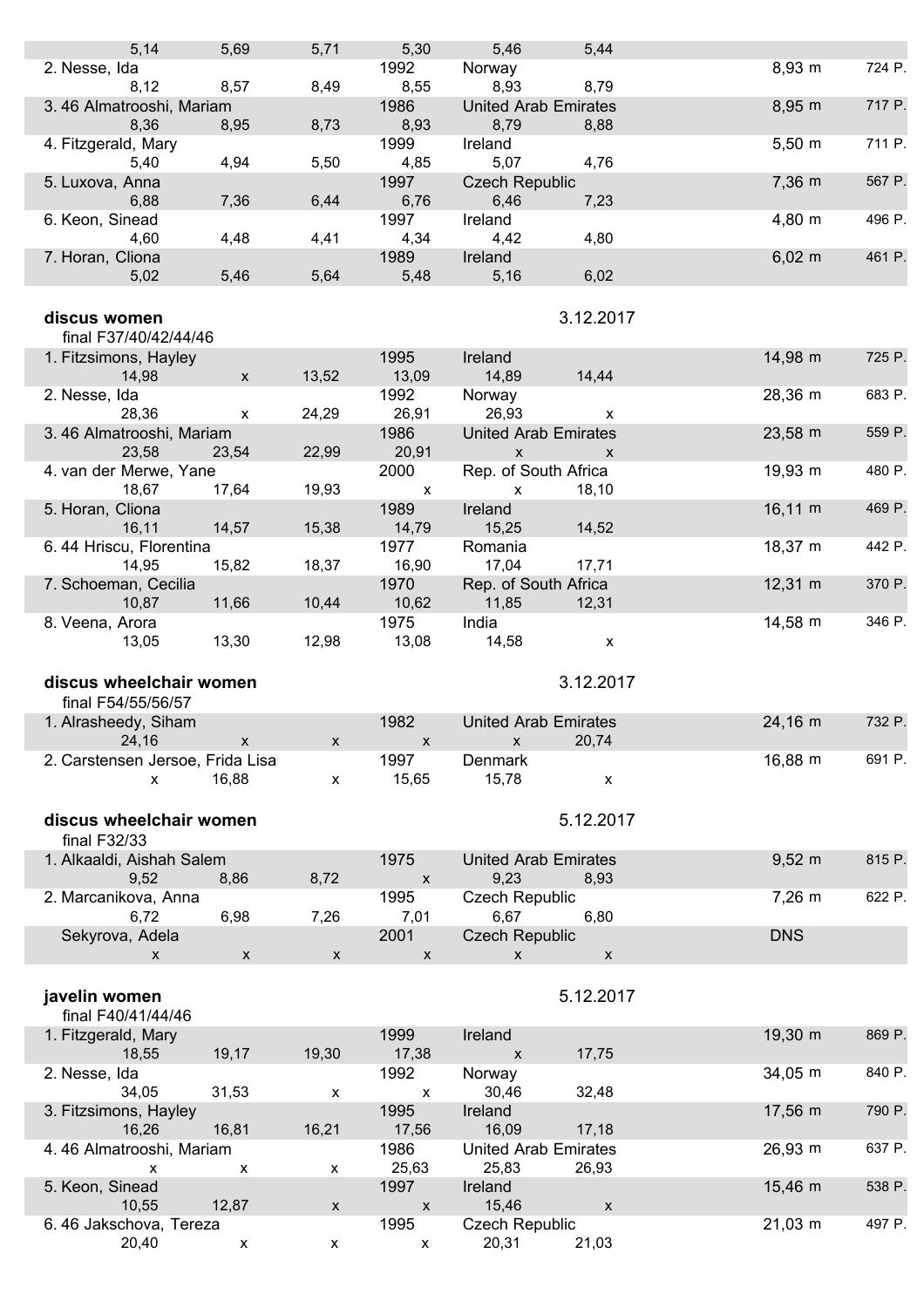| | | | | | | | |
|---|---|---|---|---|---|---|---|
| 5,14 | 5,69 | 5,71 | 5,30 | 5,46 | 5,44 | | |
| 2. Nesse, Ida | | | 1992 | Norway | | 8,93 m | 724 P. |
| 8,12 | 8,57 | 8,49 | 8,55 | 8,93 | 8,79 | | |
| 3. 46 Almatrooshi, Mariam | | | 1986 | United Arab Emirates | | 8,95 m | 717 P. |
| 8,36 | 8,95 | 8,73 | 8,93 | 8,79 | 8,88 | | |
| 4. Fitzgerald, Mary | | | 1999 | Ireland | | 5,50 m | 711 P. |
| 5,40 | 4,94 | 5,50 | 4,85 | 5,07 | 4,76 | | |
| 5. Luxova, Anna | | | 1997 | Czech Republic | | 7,36 m | 567 P. |
| 6,88 | 7,36 | 6,44 | 6,76 | 6,46 | 7,23 | | |
| 6. Keon, Sinead | | | 1997 | Ireland | | 4,80 m | 496 P. |
| 4,60 | 4,48 | 4,41 | 4,34 | 4,42 | 4,80 | | |
| 7. Horan, Cliona | | | 1989 | Ireland | | 6,02 m | 461 P. |
| 5,02 | 5,46 | 5,64 | 5,48 | 5,16 | 6,02 | | |

**discus women** 3.12.2017

final F37/40/42/44/46

| | | | | | | | |
|---|---|---|---|---|---|---|---|
| 1. Fitzsimons, Hayley | | | 1995 | Ireland | | 14,98 m | 725 P. |
| 14,98 | x | 13,52 | 13,09 | 14,89 | 14,44 | | |
| 2. Nesse, Ida | | | 1992 | Norway | | 28,36 m | 683 P. |
| 28,36 | x | 24,29 | 26,91 | 26,93 | x | | |
| 3. 46 Almatrooshi, Mariam | | | 1986 | United Arab Emirates | | 23,58 m | 559 P. |
| 23,58 | 23,54 | 22,99 | 20,91 | x | x | | |
| 4. van der Merwe, Yane | | | 2000 | Rep. of South Africa | | 19,93 m | 480 P. |
| 18,67 | 17,64 | 19,93 | x | x | 18,10 | | |
| 5. Horan, Cliona | | | 1989 | Ireland | | 16,11 m | 469 P. |
| 16,11 | 14,57 | 15,38 | 14,79 | 15,25 | 14,52 | | |
| 6. 44 Hriscu, Florentina | | | 1977 | Romania | | 18,37 m | 442 P. |
| 14,95 | 15,82 | 18,37 | 16,90 | 17,04 | 17,71 | | |
| 7. Schoeman, Cecilia | | | 1970 | Rep. of South Africa | | 12,31 m | 370 P. |
| 10,87 | 11,66 | 10,44 | 10,62 | 11,85 | 12,31 | | |
| 8. Veena, Arora | | | 1975 | India | | 14,58 m | 346 P. |
| 13,05 | 13,30 | 12,98 | 13,08 | 14,58 | x | | |

**discus wheelchair women** 3.12.2017

final F54/55/56/57

| | | | | | | | |
|---|---|---|---|---|---|---|---|
| 1. Alrasheedy, Siham | | | 1982 | United Arab Emirates | | 24,16 m | 732 P. |
| 24,16 | x | x | x | x | 20,74 | | |
| 2. Carstensen Jersoe, Frida Lisa | | | 1997 | Denmark | | 16,88 m | 691 P. |
| x | 16,88 | x | 15,65 | 15,78 | x | | |

**discus wheelchair women** 5.12.2017

final F32/33

| | | | | | | | |
|---|---|---|---|---|---|---|---|
| 1. Alkaaldi, Aishah Salem | | | 1975 | United Arab Emirates | | 9,52 m | 815 P. |
| 9,52 | 8,86 | 8,72 | x | 9,23 | 8,93 | | |
| 2. Marcanikova, Anna | | | 1995 | Czech Republic | | 7,26 m | 622 P. |
| 6,72 | 6,98 | 7,26 | 7,01 | 6,67 | 6,80 | | |
| Sekyrova, Adela | | | 2001 | Czech Republic | | DNS | |
| x | x | x | x | x | x | | |

**javelin women** 5.12.2017

final F40/41/44/46

| | | | | | | | |
|---|---|---|---|---|---|---|---|
| 1. Fitzgerald, Mary | | | 1999 | Ireland | | 19,30 m | 869 P. |
| 18,55 | 19,17 | 19,30 | 17,38 | x | 17,75 | | |
| 2. Nesse, Ida | | | 1992 | Norway | | 34,05 m | 840 P. |
| 34,05 | 31,53 | x | x | 30,46 | 32,48 | | |
| 3. Fitzsimons, Hayley | | | 1995 | Ireland | | 17,56 m | 790 P. |
| 16,26 | 16,81 | 16,21 | 17,56 | 16,09 | 17,18 | | |
| 4. 46 Almatrooshi, Mariam | | | 1986 | United Arab Emirates | | 26,93 m | 637 P. |
| x | x | x | 25,63 | 25,83 | 26,93 | | |
| 5. Keon, Sinead | | | 1997 | Ireland | | 15,46 m | 538 P. |
| 10,55 | 12,87 | x | x | 15,46 | x | | |
| 6. 46 Jakschova, Tereza | | | 1995 | Czech Republic | | 21,03 m | 497 P. |
| 20,40 | x | x | x | 20,31 | 21,03 | | |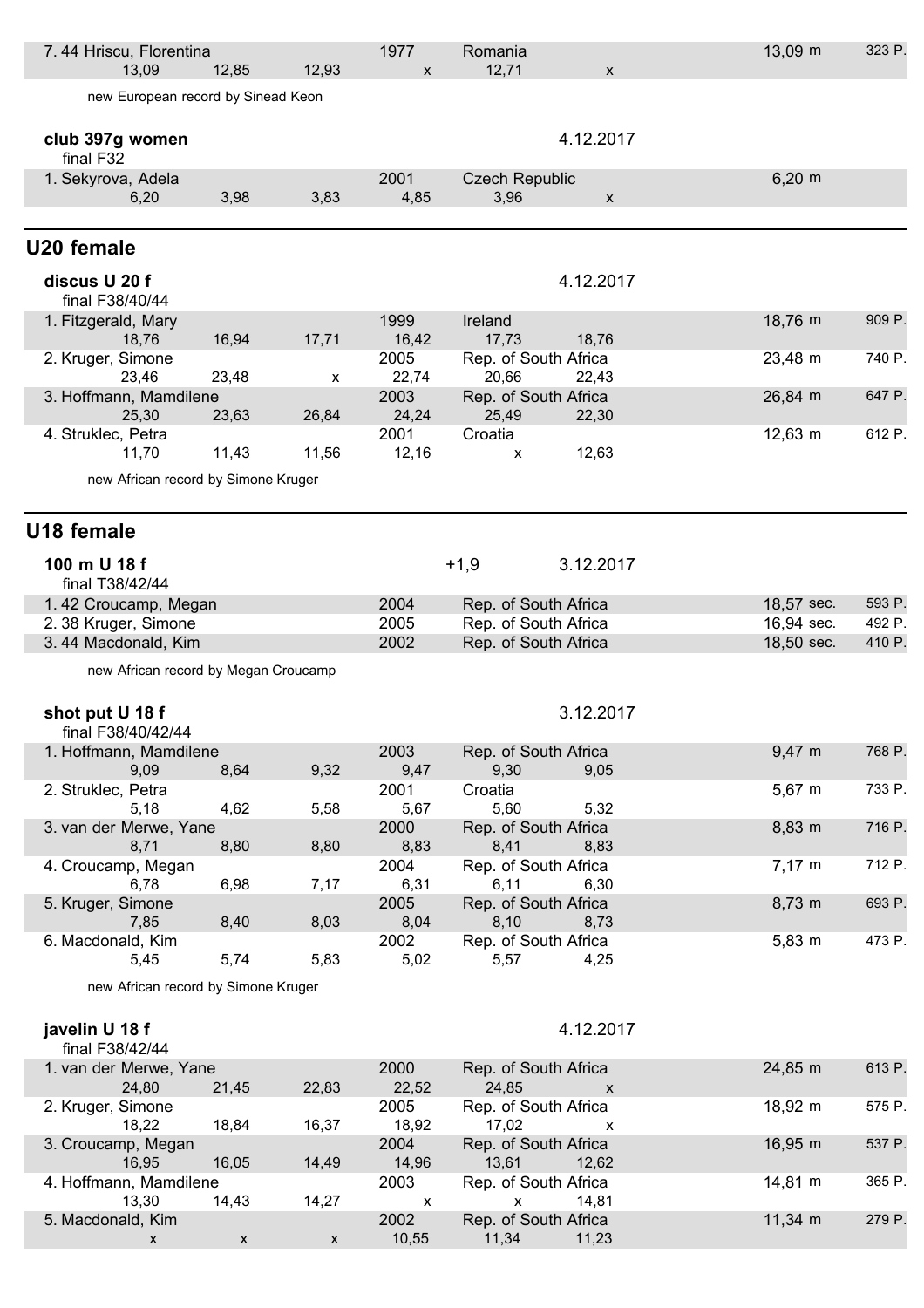| | | | | | | | |
|---|---|---|---|---|---|---|---|
| 7. 44 Hriscu, Florentina | | | 1977 | Romania | | 13,09 m | 323 P. |
| 13,09 | 12,85 | 12,93 | x | 12,71 | x | | |

new European record by Sinead Keon

**club 397g women** 4.12.2017

final F32

| | | | | | | | |
|---|---|---|---|---|---|---|---|
| 1. Sekyrova, Adela | | | 2001 | Czech Republic | | 6,20 m | |
| 6,20 | 3,98 | 3,83 | 4,85 | 3,96 | x | | |

## U20 female

**discus U 20 f** 4.12.2017

final F38/40/44

| | | | | | | | |
|---|---|---|---|---|---|---|---|
| 1. Fitzgerald, Mary | | | 1999 | Ireland | | 18,76 m | 909 P. |
| 18,76 | 16,94 | 17,71 | 16,42 | 17,73 | 18,76 | | |
| 2. Kruger, Simone | | | 2005 | Rep. of South Africa | | 23,48 m | 740 P. |
| 23,46 | 23,48 | x | 22,74 | 20,66 | 22,43 | | |
| 3. Hoffmann, Mamdilene | | | 2003 | Rep. of South Africa | | 26,84 m | 647 P. |
| 25,30 | 23,63 | 26,84 | 24,24 | 25,49 | 22,30 | | |
| 4. Struklec, Petra | | | 2001 | Croatia | | 12,63 m | 612 P. |
| 11,70 | 11,43 | 11,56 | 12,16 | x | 12,63 | | |

new African record by Simone Kruger

## U18 female

**100 m U 18 f** +1,9 3.12.2017

final T38/42/44

| | | | | |
|---|---|---|---|---|
| 1. 42 Croucamp, Megan | 2004 | Rep. of South Africa | 18,57 sec. | 593 P. |
| 2. 38 Kruger, Simone | 2005 | Rep. of South Africa | 16,94 sec. | 492 P. |
| 3. 44 Macdonald, Kim | 2002 | Rep. of South Africa | 18,50 sec. | 410 P. |

new African record by Megan Croucamp

**shot put U 18 f** 3.12.2017

final F38/40/42/44

| | | | | | | | |
|---|---|---|---|---|---|---|---|
| 1. Hoffmann, Mamdilene | | | 2003 | Rep. of South Africa | | 9,47 m | 768 P. |
| 9,09 | 8,64 | 9,32 | 9,47 | 9,30 | 9,05 | | |
| 2. Struklec, Petra | | | 2001 | Croatia | | 5,67 m | 733 P. |
| 5,18 | 4,62 | 5,58 | 5,67 | 5,60 | 5,32 | | |
| 3. van der Merwe, Yane | | | 2000 | Rep. of South Africa | | 8,83 m | 716 P. |
| 8,71 | 8,80 | 8,80 | 8,83 | 8,41 | 8,83 | | |
| 4. Croucamp, Megan | | | 2004 | Rep. of South Africa | | 7,17 m | 712 P. |
| 6,78 | 6,98 | 7,17 | 6,31 | 6,11 | 6,30 | | |
| 5. Kruger, Simone | | | 2005 | Rep. of South Africa | | 8,73 m | 693 P. |
| 7,85 | 8,40 | 8,03 | 8,04 | 8,10 | 8,73 | | |
| 6. Macdonald, Kim | | | 2002 | Rep. of South Africa | | 5,83 m | 473 P. |
| 5,45 | 5,74 | 5,83 | 5,02 | 5,57 | 4,25 | | |

new African record by Simone Kruger

**javelin U 18 f** 4.12.2017

final F38/42/44

| | | | | | | | |
|---|---|---|---|---|---|---|---|
| 1. van der Merwe, Yane | | | 2000 | Rep. of South Africa | | 24,85 m | 613 P. |
| 24,80 | 21,45 | 22,83 | 22,52 | 24,85 | x | | |
| 2. Kruger, Simone | | | 2005 | Rep. of South Africa | | 18,92 m | 575 P. |
| 18,22 | 18,84 | 16,37 | 18,92 | 17,02 | x | | |
| 3. Croucamp, Megan | | | 2004 | Rep. of South Africa | | 16,95 m | 537 P. |
| 16,95 | 16,05 | 14,49 | 14,96 | 13,61 | 12,62 | | |
| 4. Hoffmann, Mamdilene | | | 2003 | Rep. of South Africa | | 14,81 m | 365 P. |
| 13,30 | 14,43 | 14,27 | x | x | 14,81 | | |
| 5. Macdonald, Kim | | | 2002 | Rep. of South Africa | | 11,34 m | 279 P. |
| x | x | x | 10,55 | 11,34 | 11,23 | | |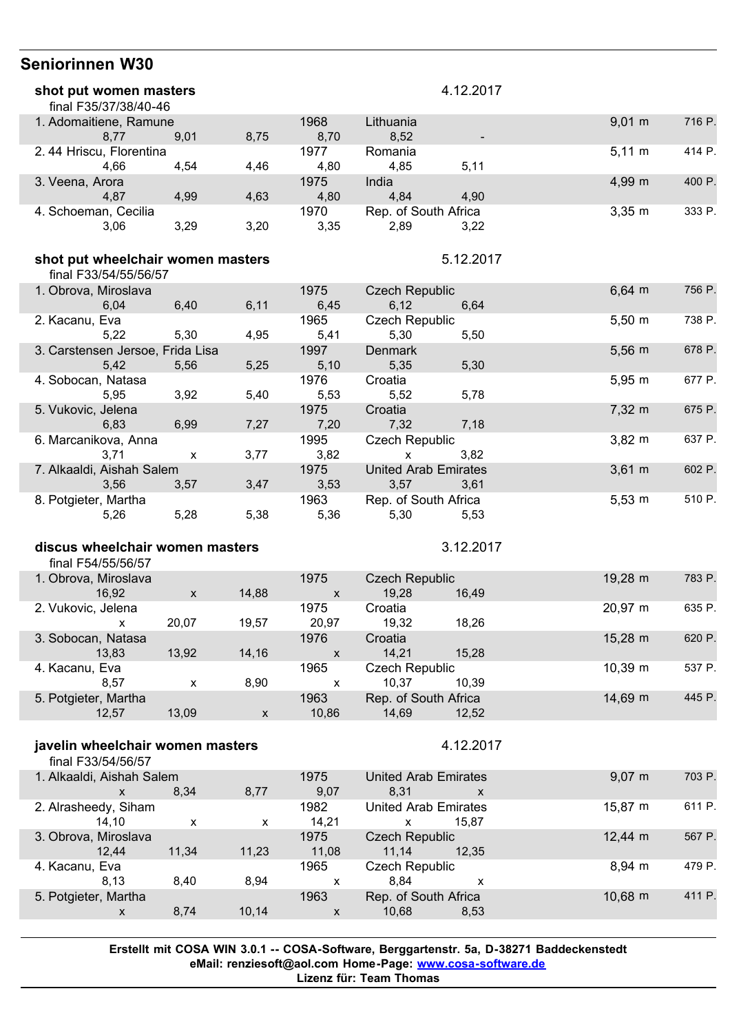## Seniorinnen W30

### shot put women masters

4.12.2017

final F35/37/38/40-46

| | | | | | | | | |
|---|---|---|---|---|---|---|---|---|
| 1. Adomaitiene, Ramune | | | 1968 | Lithuania | | | 9,01 m | 716 P. |
| 8,77 | 9,01 | 8,75 | 8,70 | 8,52 | - | | | |
| 2. 44 Hriscu, Florentina | | | 1977 | Romania | | | 5,11 m | 414 P. |
| 4,66 | 4,54 | 4,46 | 4,80 | 4,85 | 5,11 | | | |
| 3. Veena, Arora | | | 1975 | India | | | 4,99 m | 400 P. |
| 4,87 | 4,99 | 4,63 | 4,80 | 4,84 | 4,90 | | | |
| 4. Schoeman, Cecilia | | | 1970 | Rep. of South Africa | | | 3,35 m | 333 P. |
| 3,06 | 3,29 | 3,20 | 3,35 | 2,89 | 3,22 | | | |

### shot put wheelchair women masters

5.12.2017

final F33/54/55/56/57

| | | | | | | | | |
|---|---|---|---|---|---|---|---|---|
| 1. Obrova, Miroslava | | | 1975 | Czech Republic | | | 6,64 m | 756 P. |
| 6,04 | 6,40 | 6,11 | 6,45 | 6,12 | 6,64 | | | |
| 2. Kacanu, Eva | | | 1965 | Czech Republic | | | 5,50 m | 738 P. |
| 5,22 | 5,30 | 4,95 | 5,41 | 5,30 | 5,50 | | | |
| 3. Carstensen Jersoe, Frida Lisa | | | 1997 | Denmark | | | 5,56 m | 678 P. |
| 5,42 | 5,56 | 5,25 | 5,10 | 5,35 | 5,30 | | | |
| 4. Sobocan, Natasa | | | 1976 | Croatia | | | 5,95 m | 677 P. |
| 5,95 | 3,92 | 5,40 | 5,53 | 5,52 | 5,78 | | | |
| 5. Vukovic, Jelena | | | 1975 | Croatia | | | 7,32 m | 675 P. |
| 6,83 | 6,99 | 7,27 | 7,20 | 7,32 | 7,18 | | | |
| 6. Marcanikova, Anna | | | 1995 | Czech Republic | | | 3,82 m | 637 P. |
| 3,71 | x | 3,77 | 3,82 | x | 3,82 | | | |
| 7. Alkaaldi, Aishah Salem | | | 1975 | United Arab Emirates | | | 3,61 m | 602 P. |
| 3,56 | 3,57 | 3,47 | 3,53 | 3,57 | 3,61 | | | |
| 8. Potgieter, Martha | | | 1963 | Rep. of South Africa | | | 5,53 m | 510 P. |
| 5,26 | 5,28 | 5,38 | 5,36 | 5,30 | 5,53 | | | |

### discus wheelchair women masters

3.12.2017

final F54/55/56/57

| | | | | | | | | |
|---|---|---|---|---|---|---|---|---|
| 1. Obrova, Miroslava | | | 1975 | Czech Republic | | | 19,28 m | 783 P. |
| 16,92 | x | 14,88 | x | 19,28 | 16,49 | | | |
| 2. Vukovic, Jelena | | | 1975 | Croatia | | | 20,97 m | 635 P. |
| x | 20,07 | 19,57 | 20,97 | 19,32 | 18,26 | | | |
| 3. Sobocan, Natasa | | | 1976 | Croatia | | | 15,28 m | 620 P. |
| 13,83 | 13,92 | 14,16 | x | 14,21 | 15,28 | | | |
| 4. Kacanu, Eva | | | 1965 | Czech Republic | | | 10,39 m | 537 P. |
| 8,57 | x | 8,90 | x | 10,37 | 10,39 | | | |
| 5. Potgieter, Martha | | | 1963 | Rep. of South Africa | | | 14,69 m | 445 P. |
| 12,57 | 13,09 | x | 10,86 | 14,69 | 12,52 | | | |

### javelin wheelchair women masters

4.12.2017

final F33/54/56/57

| | | | | | | | | |
|---|---|---|---|---|---|---|---|---|
| 1. Alkaaldi, Aishah Salem | | | 1975 | United Arab Emirates | | | 9,07 m | 703 P. |
| x | 8,34 | 8,77 | 9,07 | 8,31 | x | | | |
| 2. Alrasheedy, Siham | | | 1982 | United Arab Emirates | | | 15,87 m | 611 P. |
| 14,10 | x | x | 14,21 | x | 15,87 | | | |
| 3. Obrova, Miroslava | | | 1975 | Czech Republic | | | 12,44 m | 567 P. |
| 12,44 | 11,34 | 11,23 | 11,08 | 11,14 | 12,35 | | | |
| 4. Kacanu, Eva | | | 1965 | Czech Republic | | | 8,94 m | 479 P. |
| 8,13 | 8,40 | 8,94 | x | 8,84 | x | | | |
| 5. Potgieter, Martha | | | 1963 | Rep. of South Africa | | | 10,68 m | 411 P. |
| x | 8,74 | 10,14 | x | 10,68 | 8,53 | | | |

**Erstellt mit COSA WIN 3.0.1 -- COSA-Software, Berggartenstr. 5a, D-38271 Baddeckenstedt**
**eMail: renziesoft@aol.com Home-Page: www.cosa-software.de**
**Lizenz für: Team Thomas**